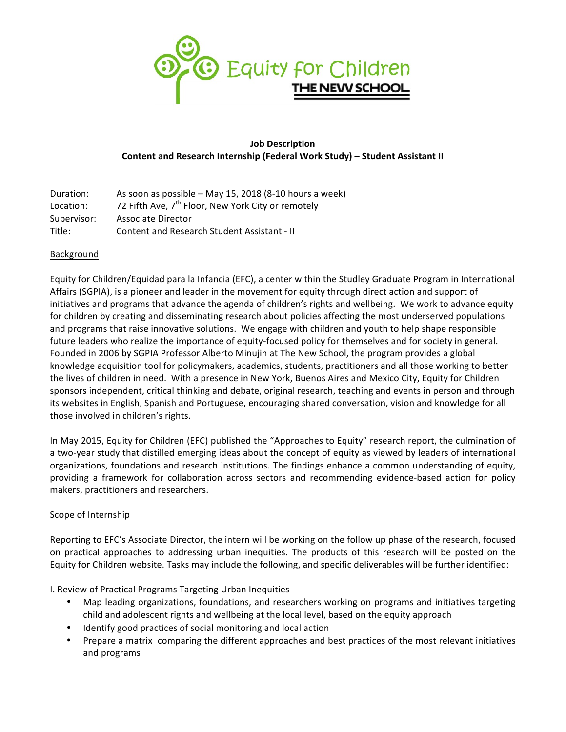Equity for Children

THE NEW SCHOOL

**Job Description**

**Content and Research Internship (Federal Work Study) – Student Assistant II**

Duration: As soon as possible – May 15, 2018 (8-10 hours a week)

Location: 72 Fifth Ave, 7th Floor, New York City or remotely

Supervisor: Associate Director

Title: Content and Research Student Assistant - II

## Background

Equity for Children/Equidad para la Infancia (EFC), a center within the Studley Graduate Program in International Affairs (SGPIA), is a pioneer and leader in the movement for equity through direct action and support of initiatives and programs that advance the agenda of children's rights and wellbeing. We work to advance equity for children by creating and disseminating research about policies affecting the most underserved populations and programs that raise innovative solutions. We engage with children and youth to help shape responsible future leaders who realize the importance of equity-focused policy for themselves and for society in general. Founded in 2006 by SGPIA Professor Alberto Minujin at The New School, the program provides a global knowledge acquisition tool for policymakers, academics, students, practitioners and all those working to better the lives of children in need. With a presence in New York, Buenos Aires and Mexico City, Equity for Children sponsors independent, critical thinking and debate, original research, teaching and events in person and through its websites in English, Spanish and Portuguese, encouraging shared conversation, vision and knowledge for all those involved in children's rights.

In May 2015, Equity for Children (EFC) published the "Approaches to Equity" research report, the culmination of a two-year study that distilled emerging ideas about the concept of equity as viewed by leaders of international organizations, foundations and research institutions. The findings enhance a common understanding of equity, providing a framework for collaboration across sectors and recommending evidence-based action for policy makers, practitioners and researchers.

## Scope of Internship

Reporting to EFC's Associate Director, the intern will be working on the follow up phase of the research, focused on practical approaches to addressing urban inequities. The products of this research will be posted on the Equity for Children website. Tasks may include the following, and specific deliverables will be further identified:

I. Review of Practical Programs Targeting Urban Inequities

- Map leading organizations, foundations, and researchers working on programs and initiatives targeting child and adolescent rights and wellbeing at the local level, based on the equity approach
- Identify good practices of social monitoring and local action
- Prepare a matrix comparing the different approaches and best practices of the most relevant initiatives and programs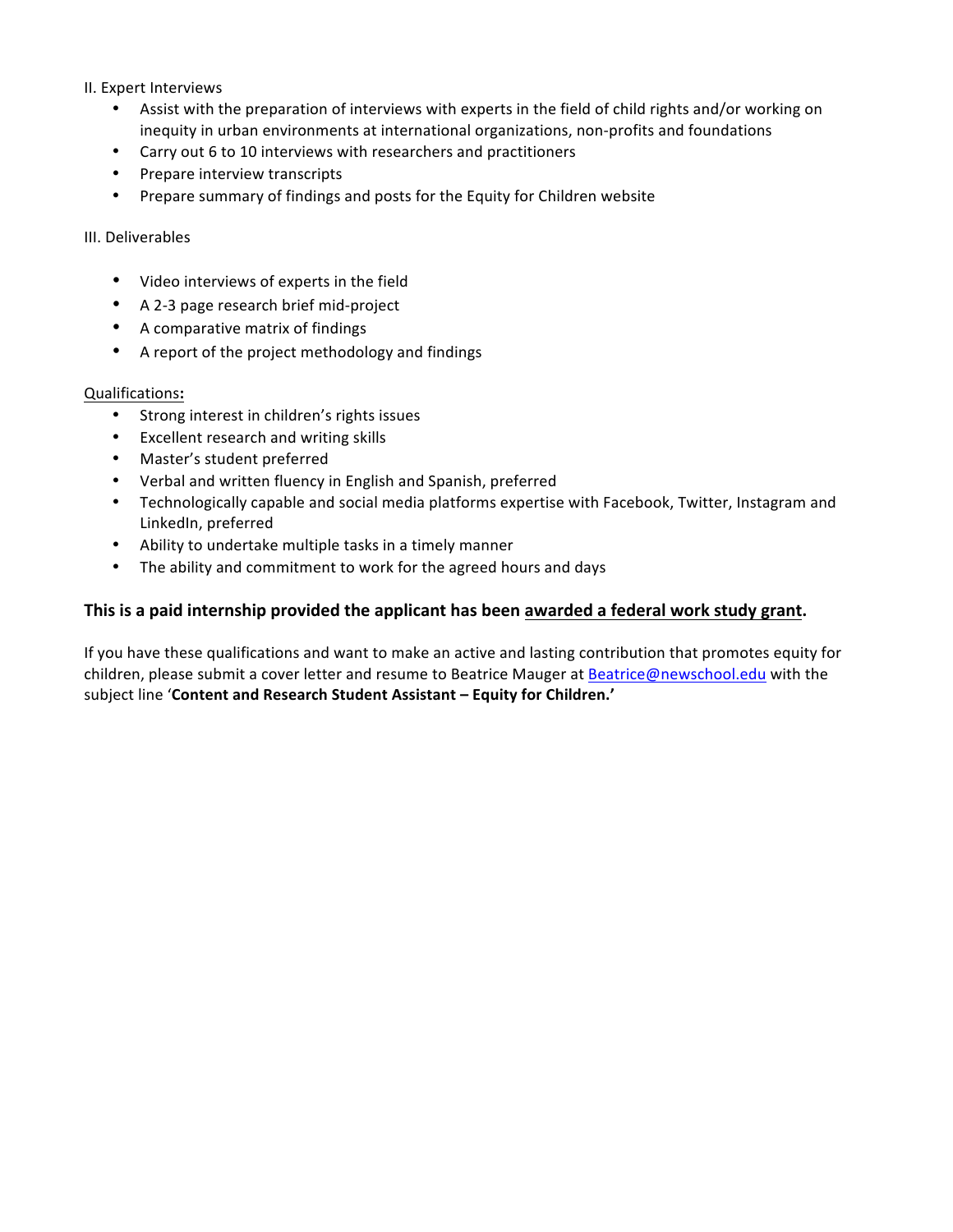II. Expert Interviews

- Assist with the preparation of interviews with experts in the field of child rights and/or working on inequity in urban environments at international organizations, non-profits and foundations
- Carry out 6 to 10 interviews with researchers and practitioners
- Prepare interview transcripts
- Prepare summary of findings and posts for the Equity for Children website

III. Deliverables

- Video interviews of experts in the field
- A 2-3 page research brief mid-project
- A comparative matrix of findings
- A report of the project methodology and findings

<u>Qualifications</u>**:**

- Strong interest in children's rights issues
- Excellent research and writing skills
- Master's student preferred
- Verbal and written fluency in English and Spanish, preferred
- Technologically capable and social media platforms expertise with Facebook, Twitter, Instagram and LinkedIn, preferred
- Ability to undertake multiple tasks in a timely manner
- The ability and commitment to work for the agreed hours and days

**This is a paid internship provided the applicant has been <u>awarded a federal work study grant</u>.**

If you have these qualifications and want to make an active and lasting contribution that promotes equity for children, please submit a cover letter and resume to Beatrice Mauger at Beatrice@newschool.edu with the subject line '**Content and Research Student Assistant – Equity for Children.'**